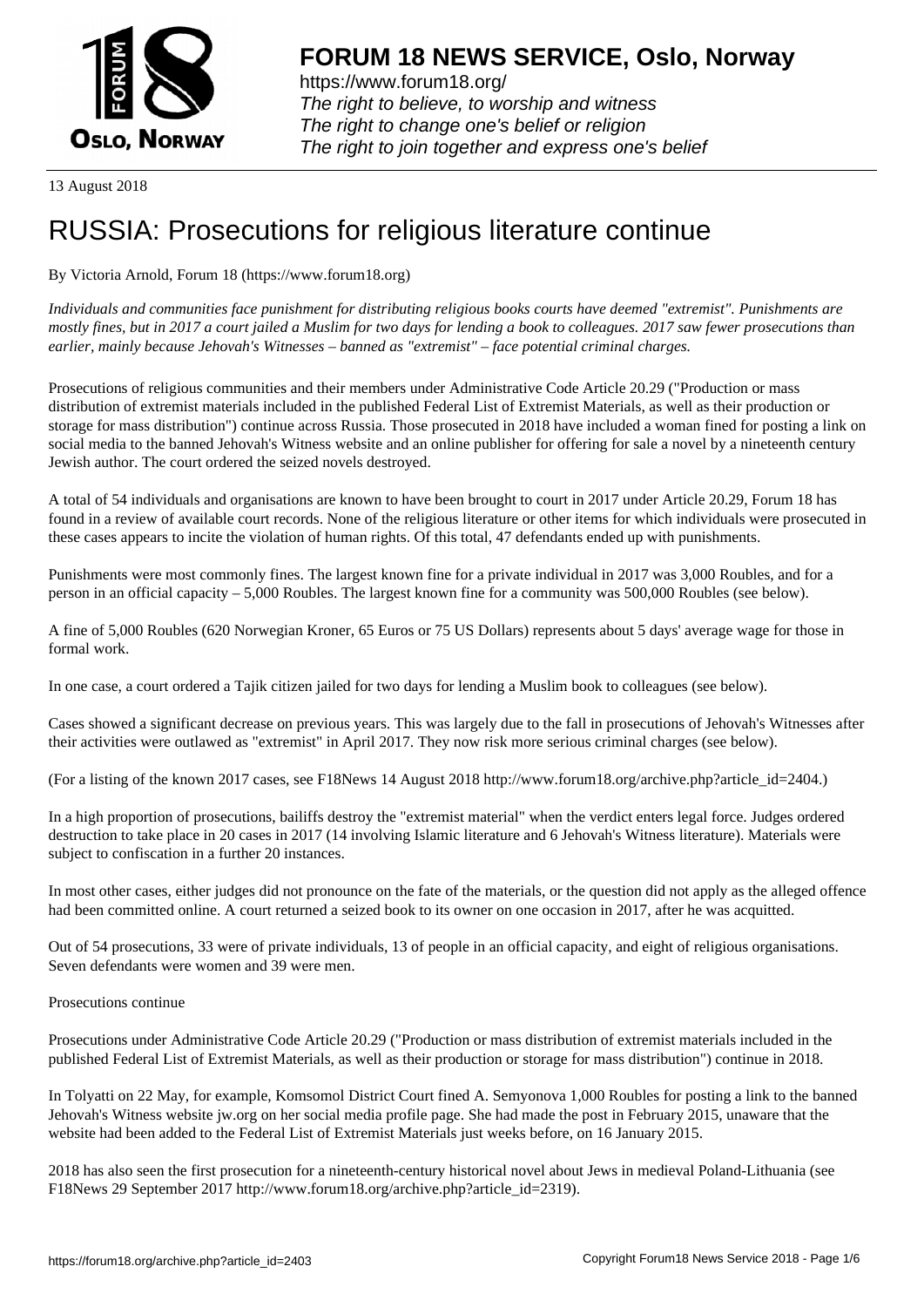# FORUM 18 NEWS SERVICE, Oslo, Norway

https://www.forum18.org/
*The right to believe, to worship and witness*
*The right to change one's belief or religion*
*The right to join together and express one's belief*

13 August 2018

# RUSSIA: Prosecutions for religious literature continue

By Victoria Arnold, Forum 18 (https://www.forum18.org)

*Individuals and communities face punishment for distributing religious books courts have deemed "extremist". Punishments are mostly fines, but in 2017 a court jailed a Muslim for two days for lending a book to colleagues. 2017 saw fewer prosecutions than earlier, mainly because Jehovah's Witnesses – banned as "extremist" – face potential criminal charges.*

Prosecutions of religious communities and their members under Administrative Code Article 20.29 ("Production or mass distribution of extremist materials included in the published Federal List of Extremist Materials, as well as their production or storage for mass distribution") continue across Russia. Those prosecuted in 2018 have included a woman fined for posting a link on social media to the banned Jehovah's Witness website and an online publisher for offering for sale a novel by a nineteenth century Jewish author. The court ordered the seized novels destroyed.

A total of 54 individuals and organisations are known to have been brought to court in 2017 under Article 20.29, Forum 18 has found in a review of available court records. None of the religious literature or other items for which individuals were prosecuted in these cases appears to incite the violation of human rights. Of this total, 47 defendants ended up with punishments.

Punishments were most commonly fines. The largest known fine for a private individual in 2017 was 3,000 Roubles, and for a person in an official capacity – 5,000 Roubles. The largest known fine for a community was 500,000 Roubles (see below).

A fine of 5,000 Roubles (620 Norwegian Kroner, 65 Euros or 75 US Dollars) represents about 5 days' average wage for those in formal work.

In one case, a court ordered a Tajik citizen jailed for two days for lending a Muslim book to colleagues (see below).

Cases showed a significant decrease on previous years. This was largely due to the fall in prosecutions of Jehovah's Witnesses after their activities were outlawed as "extremist" in April 2017. They now risk more serious criminal charges (see below).

(For a listing of the known 2017 cases, see F18News 14 August 2018 http://www.forum18.org/archive.php?article_id=2404.)

In a high proportion of prosecutions, bailiffs destroy the "extremist material" when the verdict enters legal force. Judges ordered destruction to take place in 20 cases in 2017 (14 involving Islamic literature and 6 Jehovah's Witness literature). Materials were subject to confiscation in a further 20 instances.

In most other cases, either judges did not pronounce on the fate of the materials, or the question did not apply as the alleged offence had been committed online. A court returned a seized book to its owner on one occasion in 2017, after he was acquitted.

Out of 54 prosecutions, 33 were of private individuals, 13 of people in an official capacity, and eight of religious organisations. Seven defendants were women and 39 were men.

## Prosecutions continue

Prosecutions under Administrative Code Article 20.29 ("Production or mass distribution of extremist materials included in the published Federal List of Extremist Materials, as well as their production or storage for mass distribution") continue in 2018.

In Tolyatti on 22 May, for example, Komsomol District Court fined A. Semyonova 1,000 Roubles for posting a link to the banned Jehovah's Witness website jw.org on her social media profile page. She had made the post in February 2015, unaware that the website had been added to the Federal List of Extremist Materials just weeks before, on 16 January 2015.

2018 has also seen the first prosecution for a nineteenth-century historical novel about Jews in medieval Poland-Lithuania (see F18News 29 September 2017 http://www.forum18.org/archive.php?article_id=2319).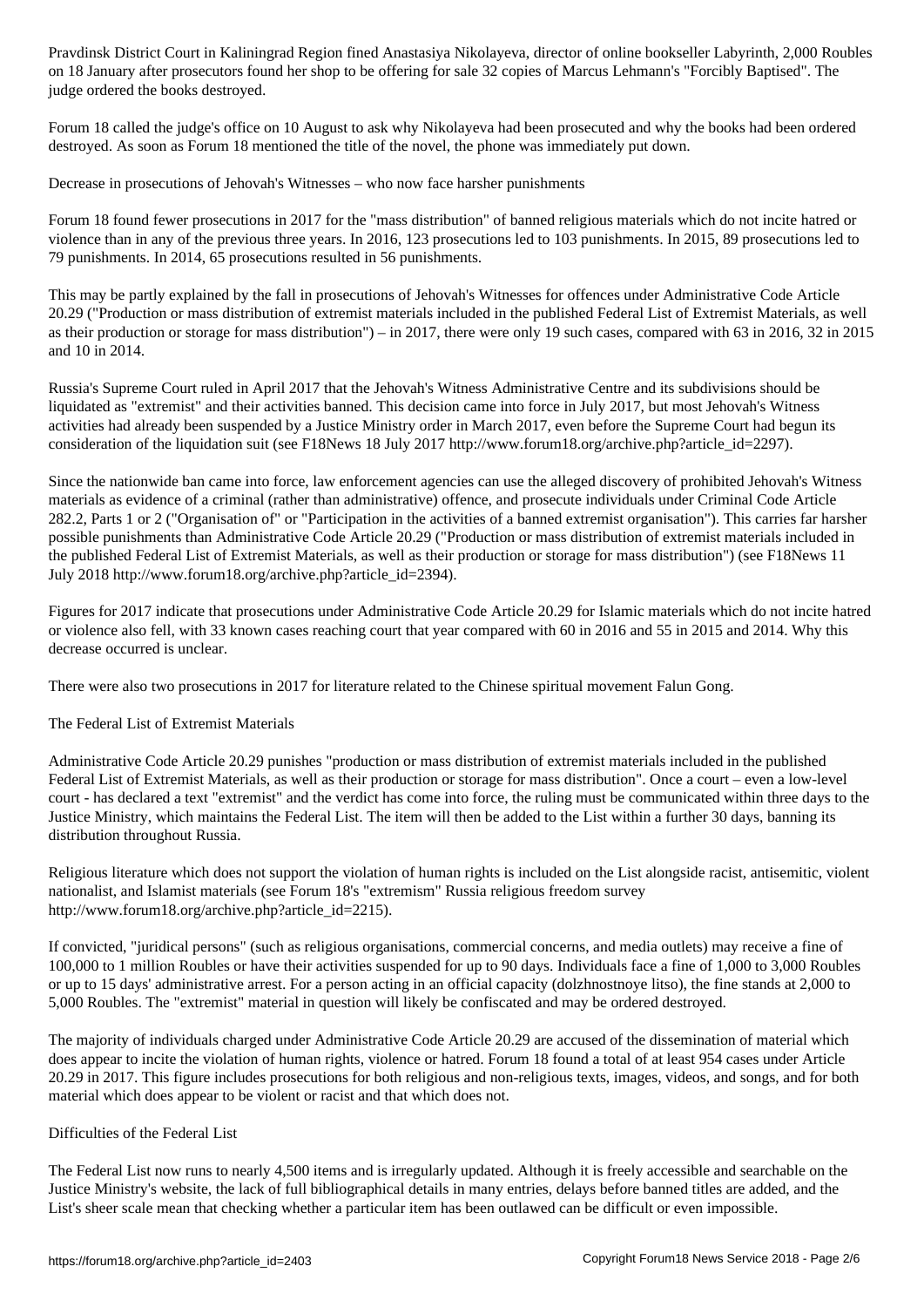Pravdinsk District Court in Kaliningrad Region fined Anastasiya Nikolayeva, director of online bookseller Labyrinth, 2,000 Roubles on 18 January after prosecutors found her shop to be offering for sale 32 copies of Marcus Lehmann's "Forcibly Baptised". The judge ordered the books destroyed.

Forum 18 called the judge's office on 10 August to ask why Nikolayeva had been prosecuted and why the books had been ordered destroyed. As soon as Forum 18 mentioned the title of the novel, the phone was immediately put down.

## Decrease in prosecutions of Jehovah's Witnesses – who now face harsher punishments

Forum 18 found fewer prosecutions in 2017 for the "mass distribution" of banned religious materials which do not incite hatred or violence than in any of the previous three years. In 2016, 123 prosecutions led to 103 punishments. In 2015, 89 prosecutions led to 79 punishments. In 2014, 65 prosecutions resulted in 56 punishments.

This may be partly explained by the fall in prosecutions of Jehovah's Witnesses for offences under Administrative Code Article 20.29 ("Production or mass distribution of extremist materials included in the published Federal List of Extremist Materials, as well as their production or storage for mass distribution") – in 2017, there were only 19 such cases, compared with 63 in 2016, 32 in 2015 and 10 in 2014.

Russia's Supreme Court ruled in April 2017 that the Jehovah's Witness Administrative Centre and its subdivisions should be liquidated as "extremist" and their activities banned. This decision came into force in July 2017, but most Jehovah's Witness activities had already been suspended by a Justice Ministry order in March 2017, even before the Supreme Court had begun its consideration of the liquidation suit (see F18News 18 July 2017 http://www.forum18.org/archive.php?article_id=2297).

Since the nationwide ban came into force, law enforcement agencies can use the alleged discovery of prohibited Jehovah's Witness materials as evidence of a criminal (rather than administrative) offence, and prosecute individuals under Criminal Code Article 282.2, Parts 1 or 2 ("Organisation of" or "Participation in the activities of a banned extremist organisation"). This carries far harsher possible punishments than Administrative Code Article 20.29 ("Production or mass distribution of extremist materials included in the published Federal List of Extremist Materials, as well as their production or storage for mass distribution") (see F18News 11 July 2018 http://www.forum18.org/archive.php?article_id=2394).

Figures for 2017 indicate that prosecutions under Administrative Code Article 20.29 for Islamic materials which do not incite hatred or violence also fell, with 33 known cases reaching court that year compared with 60 in 2016 and 55 in 2015 and 2014. Why this decrease occurred is unclear.

There were also two prosecutions in 2017 for literature related to the Chinese spiritual movement Falun Gong.

## The Federal List of Extremist Materials

Administrative Code Article 20.29 punishes "production or mass distribution of extremist materials included in the published Federal List of Extremist Materials, as well as their production or storage for mass distribution". Once a court – even a low-level court - has declared a text "extremist" and the verdict has come into force, the ruling must be communicated within three days to the Justice Ministry, which maintains the Federal List. The item will then be added to the List within a further 30 days, banning its distribution throughout Russia.

Religious literature which does not support the violation of human rights is included on the List alongside racist, antisemitic, violent nationalist, and Islamist materials (see Forum 18's "extremism" Russia religious freedom survey http://www.forum18.org/archive.php?article_id=2215).

If convicted, "juridical persons" (such as religious organisations, commercial concerns, and media outlets) may receive a fine of 100,000 to 1 million Roubles or have their activities suspended for up to 90 days. Individuals face a fine of 1,000 to 3,000 Roubles or up to 15 days' administrative arrest. For a person acting in an official capacity (dolzhnostnoye litso), the fine stands at 2,000 to 5,000 Roubles. The "extremist" material in question will likely be confiscated and may be ordered destroyed.

The majority of individuals charged under Administrative Code Article 20.29 are accused of the dissemination of material which does appear to incite the violation of human rights, violence or hatred. Forum 18 found a total of at least 954 cases under Article 20.29 in 2017. This figure includes prosecutions for both religious and non-religious texts, images, videos, and songs, and for both material which does appear to be violent or racist and that which does not.

## Difficulties of the Federal List

The Federal List now runs to nearly 4,500 items and is irregularly updated. Although it is freely accessible and searchable on the Justice Ministry's website, the lack of full bibliographical details in many entries, delays before banned titles are added, and the List's sheer scale mean that checking whether a particular item has been outlawed can be difficult or even impossible.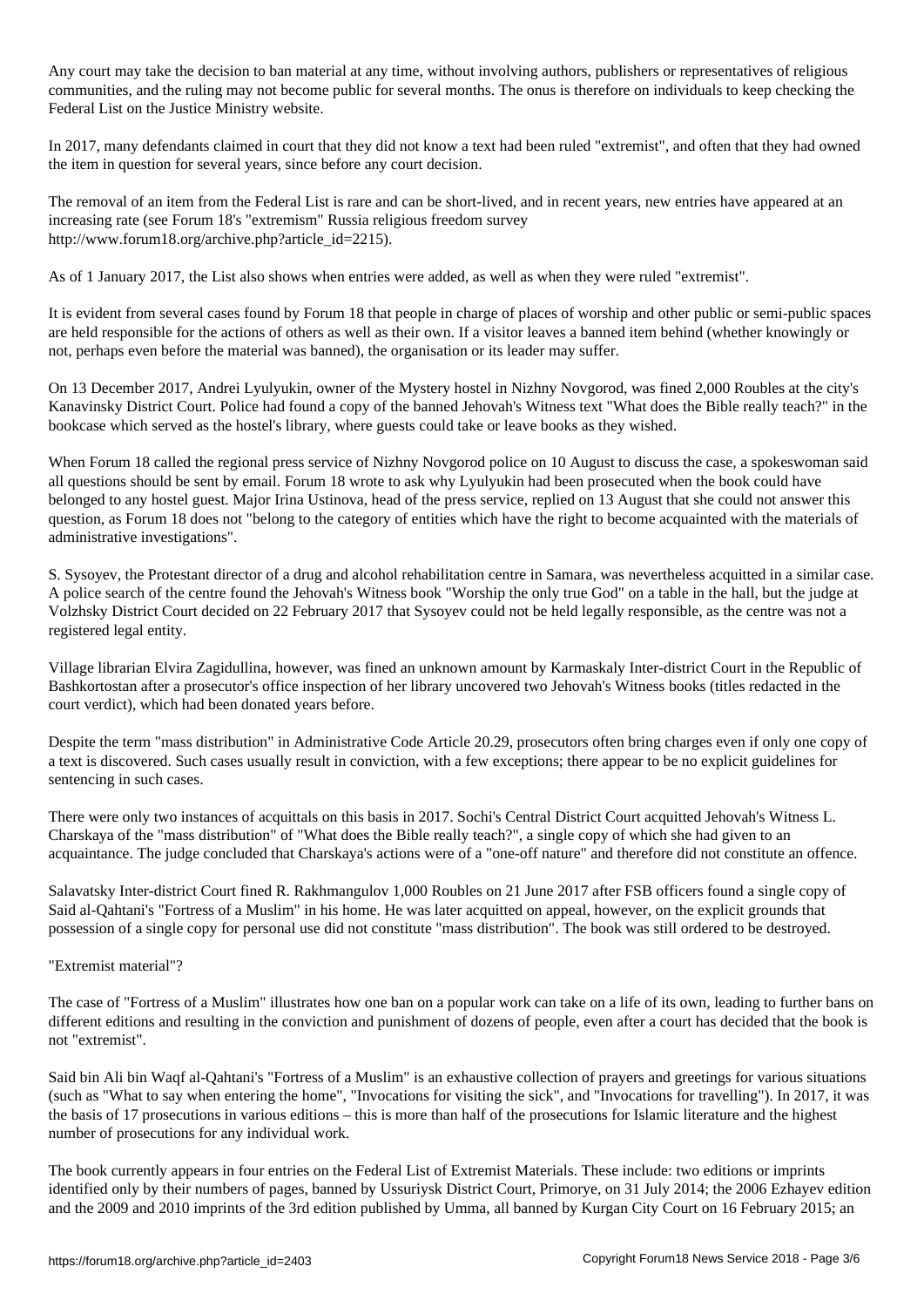Any court may take the decision to ban material at any time, without involving authors, publishers or representatives of religious communities, and the ruling may not become public for several months. The onus is therefore on individuals to keep checking the Federal List on the Justice Ministry website.

In 2017, many defendants claimed in court that they did not know a text had been ruled "extremist", and often that they had owned the item in question for several years, since before any court decision.

The removal of an item from the Federal List is rare and can be short-lived, and in recent years, new entries have appeared at an increasing rate (see Forum 18's "extremism" Russia religious freedom survey http://www.forum18.org/archive.php?article_id=2215).

As of 1 January 2017, the List also shows when entries were added, as well as when they were ruled "extremist".

It is evident from several cases found by Forum 18 that people in charge of places of worship and other public or semi-public spaces are held responsible for the actions of others as well as their own. If a visitor leaves a banned item behind (whether knowingly or not, perhaps even before the material was banned), the organisation or its leader may suffer.

On 13 December 2017, Andrei Lyulyukin, owner of the Mystery hostel in Nizhny Novgorod, was fined 2,000 Roubles at the city's Kanavinsky District Court. Police had found a copy of the banned Jehovah's Witness text "What does the Bible really teach?" in the bookcase which served as the hostel's library, where guests could take or leave books as they wished.

When Forum 18 called the regional press service of Nizhny Novgorod police on 10 August to discuss the case, a spokeswoman said all questions should be sent by email. Forum 18 wrote to ask why Lyulyukin had been prosecuted when the book could have belonged to any hostel guest. Major Irina Ustinova, head of the press service, replied on 13 August that she could not answer this question, as Forum 18 does not "belong to the category of entities which have the right to become acquainted with the materials of administrative investigations".

S. Sysoyev, the Protestant director of a drug and alcohol rehabilitation centre in Samara, was nevertheless acquitted in a similar case. A police search of the centre found the Jehovah's Witness book "Worship the only true God" on a table in the hall, but the judge at Volzhsky District Court decided on 22 February 2017 that Sysoyev could not be held legally responsible, as the centre was not a registered legal entity.

Village librarian Elvira Zagidullina, however, was fined an unknown amount by Karmaskaly Inter-district Court in the Republic of Bashkortostan after a prosecutor's office inspection of her library uncovered two Jehovah's Witness books (titles redacted in the court verdict), which had been donated years before.

Despite the term "mass distribution" in Administrative Code Article 20.29, prosecutors often bring charges even if only one copy of a text is discovered. Such cases usually result in conviction, with a few exceptions; there appear to be no explicit guidelines for sentencing in such cases.

There were only two instances of acquittals on this basis in 2017. Sochi's Central District Court acquitted Jehovah's Witness L. Charskaya of the "mass distribution" of "What does the Bible really teach?", a single copy of which she had given to an acquaintance. The judge concluded that Charskaya's actions were of a "one-off nature" and therefore did not constitute an offence.

Salavatsky Inter-district Court fined R. Rakhmangulov 1,000 Roubles on 21 June 2017 after FSB officers found a single copy of Said al-Qahtani's "Fortress of a Muslim" in his home. He was later acquitted on appeal, however, on the explicit grounds that possession of a single copy for personal use did not constitute "mass distribution". The book was still ordered to be destroyed.

## "Extremist material"?

The case of "Fortress of a Muslim" illustrates how one ban on a popular work can take on a life of its own, leading to further bans on different editions and resulting in the conviction and punishment of dozens of people, even after a court has decided that the book is not "extremist".

Said bin Ali bin Waqf al-Qahtani's "Fortress of a Muslim" is an exhaustive collection of prayers and greetings for various situations (such as "What to say when entering the home", "Invocations for visiting the sick", and "Invocations for travelling"). In 2017, it was the basis of 17 prosecutions in various editions – this is more than half of the prosecutions for Islamic literature and the highest number of prosecutions for any individual work.

The book currently appears in four entries on the Federal List of Extremist Materials. These include: two editions or imprints identified only by their numbers of pages, banned by Ussuriysk District Court, Primorye, on 31 July 2014; the 2006 Ezhayev edition and the 2009 and 2010 imprints of the 3rd edition published by Umma, all banned by Kurgan City Court on 16 February 2015; an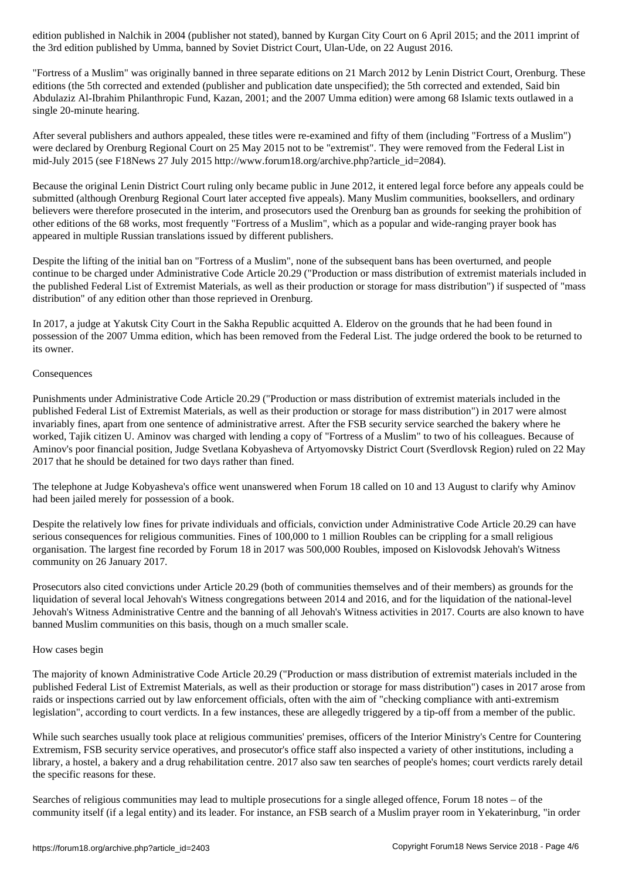edition published in Nalchik in 2004 (publisher not stated), banned by Kurgan City Court on 6 April 2015; and the 2011 imprint of the 3rd edition published by Umma, banned by Soviet District Court, Ulan-Ude, on 22 August 2016.

"Fortress of a Muslim" was originally banned in three separate editions on 21 March 2012 by Lenin District Court, Orenburg. These editions (the 5th corrected and extended (publisher and publication date unspecified); the 5th corrected and extended, Said bin Abdulaziz Al-Ibrahim Philanthropic Fund, Kazan, 2001; and the 2007 Umma edition) were among 68 Islamic texts outlawed in a single 20-minute hearing.

After several publishers and authors appealed, these titles were re-examined and fifty of them (including "Fortress of a Muslim") were declared by Orenburg Regional Court on 25 May 2015 not to be "extremist". They were removed from the Federal List in mid-July 2015 (see F18News 27 July 2015 http://www.forum18.org/archive.php?article_id=2084).

Because the original Lenin District Court ruling only became public in June 2012, it entered legal force before any appeals could be submitted (although Orenburg Regional Court later accepted five appeals). Many Muslim communities, booksellers, and ordinary believers were therefore prosecuted in the interim, and prosecutors used the Orenburg ban as grounds for seeking the prohibition of other editions of the 68 works, most frequently "Fortress of a Muslim", which as a popular and wide-ranging prayer book has appeared in multiple Russian translations issued by different publishers.

Despite the lifting of the initial ban on "Fortress of a Muslim", none of the subsequent bans has been overturned, and people continue to be charged under Administrative Code Article 20.29 ("Production or mass distribution of extremist materials included in the published Federal List of Extremist Materials, as well as their production or storage for mass distribution") if suspected of "mass distribution" of any edition other than those reprieved in Orenburg.

In 2017, a judge at Yakutsk City Court in the Sakha Republic acquitted A. Elderov on the grounds that he had been found in possession of the 2007 Umma edition, which has been removed from the Federal List. The judge ordered the book to be returned to its owner.

## Consequences

Punishments under Administrative Code Article 20.29 ("Production or mass distribution of extremist materials included in the published Federal List of Extremist Materials, as well as their production or storage for mass distribution") in 2017 were almost invariably fines, apart from one sentence of administrative arrest. After the FSB security service searched the bakery where he worked, Tajik citizen U. Aminov was charged with lending a copy of "Fortress of a Muslim" to two of his colleagues. Because of Aminov's poor financial position, Judge Svetlana Kobyasheva of Artyomovsky District Court (Sverdlovsk Region) ruled on 22 May 2017 that he should be detained for two days rather than fined.

The telephone at Judge Kobyasheva's office went unanswered when Forum 18 called on 10 and 13 August to clarify why Aminov had been jailed merely for possession of a book.

Despite the relatively low fines for private individuals and officials, conviction under Administrative Code Article 20.29 can have serious consequences for religious communities. Fines of 100,000 to 1 million Roubles can be crippling for a small religious organisation. The largest fine recorded by Forum 18 in 2017 was 500,000 Roubles, imposed on Kislovodsk Jehovah's Witness community on 26 January 2017.

Prosecutors also cited convictions under Article 20.29 (both of communities themselves and of their members) as grounds for the liquidation of several local Jehovah's Witness congregations between 2014 and 2016, and for the liquidation of the national-level Jehovah's Witness Administrative Centre and the banning of all Jehovah's Witness activities in 2017. Courts are also known to have banned Muslim communities on this basis, though on a much smaller scale.

## How cases begin

The majority of known Administrative Code Article 20.29 ("Production or mass distribution of extremist materials included in the published Federal List of Extremist Materials, as well as their production or storage for mass distribution") cases in 2017 arose from raids or inspections carried out by law enforcement officials, often with the aim of "checking compliance with anti-extremism legislation", according to court verdicts. In a few instances, these are allegedly triggered by a tip-off from a member of the public.

While such searches usually took place at religious communities' premises, officers of the Interior Ministry's Centre for Countering Extremism, FSB security service operatives, and prosecutor's office staff also inspected a variety of other institutions, including a library, a hostel, a bakery and a drug rehabilitation centre. 2017 also saw ten searches of people's homes; court verdicts rarely detail the specific reasons for these.

Searches of religious communities may lead to multiple prosecutions for a single alleged offence, Forum 18 notes – of the community itself (if a legal entity) and its leader. For instance, an FSB search of a Muslim prayer room in Yekaterinburg, "in order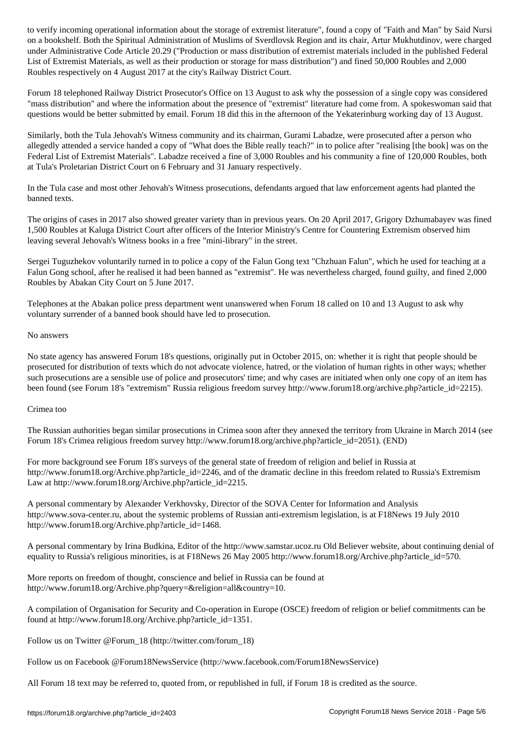to verify incoming operational information about the storage of extremist literature", found a copy of "Faith and Man" by Said Nursi on a bookshelf. Both the Spiritual Administration of Muslims of Sverdlovsk Region and its chair, Artur Mukhutdinov, were charged under Administrative Code Article 20.29 ("Production or mass distribution of extremist materials included in the published Federal List of Extremist Materials, as well as their production or storage for mass distribution") and fined 50,000 Roubles and 2,000 Roubles respectively on 4 August 2017 at the city's Railway District Court.

Forum 18 telephoned Railway District Prosecutor's Office on 13 August to ask why the possession of a single copy was considered "mass distribution" and where the information about the presence of "extremist" literature had come from. A spokeswoman said that questions would be better submitted by email. Forum 18 did this in the afternoon of the Yekaterinburg working day of 13 August.

Similarly, both the Tula Jehovah's Witness community and its chairman, Gurami Labadze, were prosecuted after a person who allegedly attended a service handed a copy of "What does the Bible really teach?" in to police after "realising [the book] was on the Federal List of Extremist Materials". Labadze received a fine of 3,000 Roubles and his community a fine of 120,000 Roubles, both at Tula's Proletarian District Court on 6 February and 31 January respectively.

In the Tula case and most other Jehovah's Witness prosecutions, defendants argued that law enforcement agents had planted the banned texts.

The origins of cases in 2017 also showed greater variety than in previous years. On 20 April 2017, Grigory Dzhumabayev was fined 1,500 Roubles at Kaluga District Court after officers of the Interior Ministry's Centre for Countering Extremism observed him leaving several Jehovah's Witness books in a free "mini-library" in the street.

Sergei Tuguzhekov voluntarily turned in to police a copy of the Falun Gong text "Chzhuan Falun", which he used for teaching at a Falun Gong school, after he realised it had been banned as "extremist". He was nevertheless charged, found guilty, and fined 2,000 Roubles by Abakan City Court on 5 June 2017.

Telephones at the Abakan police press department went unanswered when Forum 18 called on 10 and 13 August to ask why voluntary surrender of a banned book should have led to prosecution.

## No answers

No state agency has answered Forum 18's questions, originally put in October 2015, on: whether it is right that people should be prosecuted for distribution of texts which do not advocate violence, hatred, or the violation of human rights in other ways; whether such prosecutions are a sensible use of police and prosecutors' time; and why cases are initiated when only one copy of an item has been found (see Forum 18's "extremism" Russia religious freedom survey http://www.forum18.org/archive.php?article_id=2215).

## Crimea too

The Russian authorities began similar prosecutions in Crimea soon after they annexed the territory from Ukraine in March 2014 (see Forum 18's Crimea religious freedom survey http://www.forum18.org/archive.php?article_id=2051). (END)

For more background see Forum 18's surveys of the general state of freedom of religion and belief in Russia at http://www.forum18.org/Archive.php?article_id=2246, and of the dramatic decline in this freedom related to Russia's Extremism Law at http://www.forum18.org/Archive.php?article_id=2215.

A personal commentary by Alexander Verkhovsky, Director of the SOVA Center for Information and Analysis http://www.sova-center.ru, about the systemic problems of Russian anti-extremism legislation, is at F18News 19 July 2010 http://www.forum18.org/Archive.php?article_id=1468.

A personal commentary by Irina Budkina, Editor of the http://www.samstar.ucoz.ru Old Believer website, about continuing denial of equality to Russia's religious minorities, is at F18News 26 May 2005 http://www.forum18.org/Archive.php?article_id=570.

More reports on freedom of thought, conscience and belief in Russia can be found at http://www.forum18.org/Archive.php?query=&religion=all&country=10.

A compilation of Organisation for Security and Co-operation in Europe (OSCE) freedom of religion or belief commitments can be found at http://www.forum18.org/Archive.php?article_id=1351.

Follow us on Twitter @Forum_18 (http://twitter.com/forum_18)

Follow us on Facebook @Forum18NewsService (http://www.facebook.com/Forum18NewsService)

All Forum 18 text may be referred to, quoted from, or republished in full, if Forum 18 is credited as the source.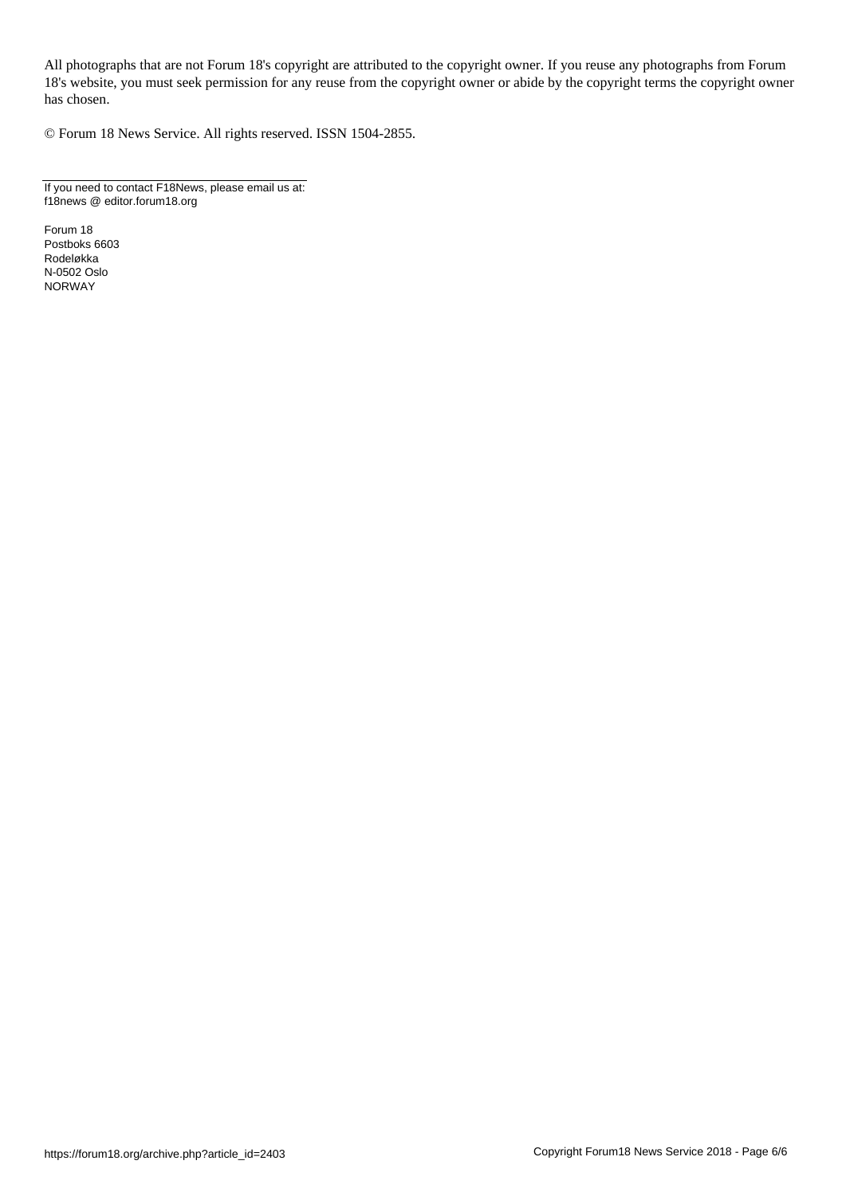All photographs that are not Forum 18's copyright are attributed to the copyright owner. If you reuse any photographs from Forum 18's website, you must seek permission for any reuse from the copyright owner or abide by the copyright terms the copyright owner has chosen.

© Forum 18 News Service. All rights reserved. ISSN 1504-2855.

---

If you need to contact F18News, please email us at:
f18news @ editor.forum18.org

Forum 18
Postboks 6603
Rodeløkka
N-0502 Oslo
NORWAY